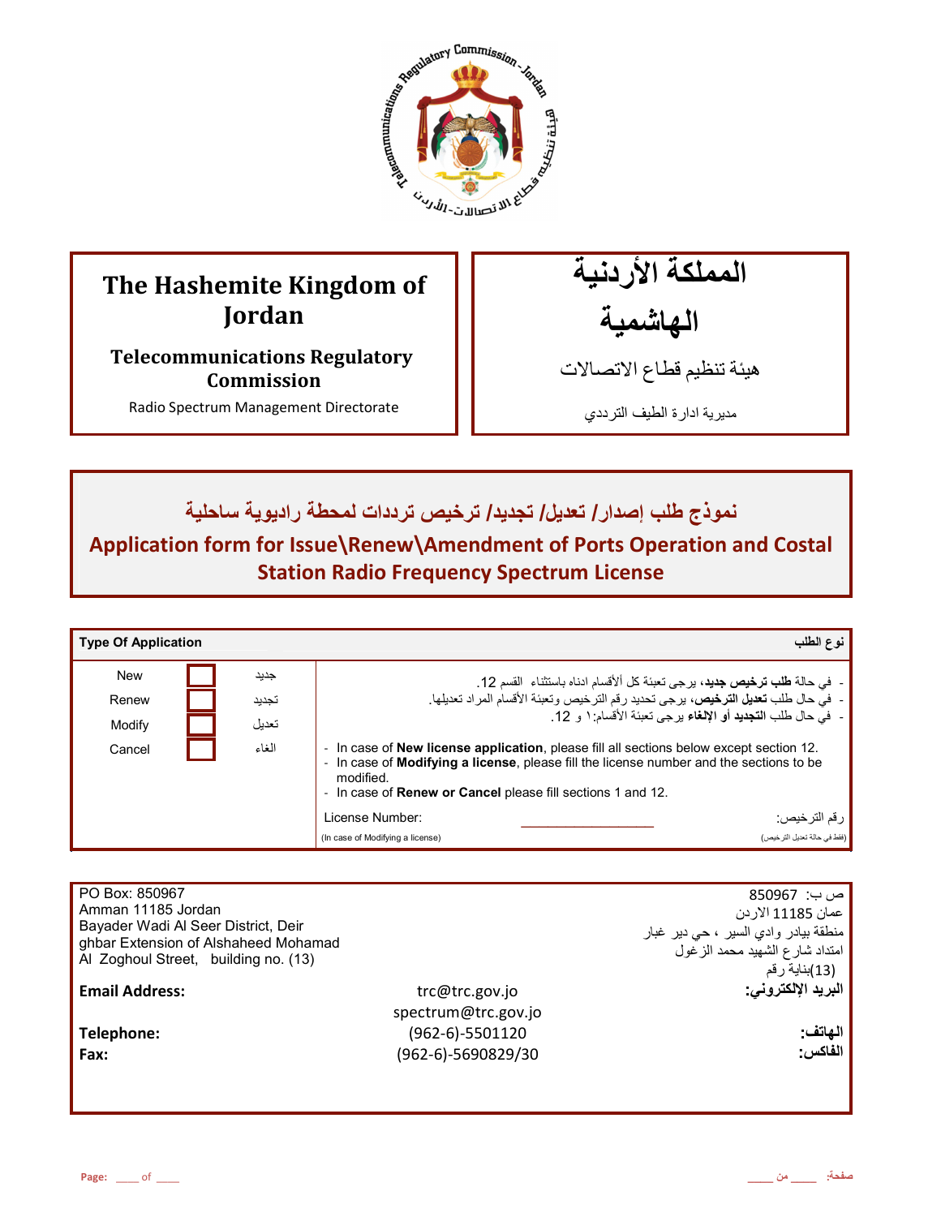| The Hashemite Kingdom of Jordan | المملكة الأردنية الهاشمية |
|---|---|
| **Telecommunications Regulatory Commission** | هيئة تنظيم قطاع الاتصالات |
| Radio Spectrum Management Directorate | مديرية ادارة الطيف الترددي |

## نموذج طلب إصدار/ تعديل/ تجديد/ ترخيص ترددات لمحطة راديوية ساحلية

## Application form for Issue\Renew\Amendment of Ports Operation and Costal Station Radio Frequency Spectrum License

| Type Of Application | | | نوع الطلب |
|---|---|---|---|
| New | ☐ | جديد | - في حالة **طلب ترخيص جديد**، يرجى تعبئة كل ألأقسام ادناه باستثناء القسم 12. |
| Renew | ☐ | تجديد | - في حال طلب **تعديل الترخيص**، يرجى تحديد رقم الترخيص وتعبئة الأقسام المراد تعديلها. |
| Modify | ☐ | تعديل | - في حال طلب **التجديد أو الإلغاء** يرجى تعبئة الأقسام:١ و 12. |
| Cancel | ☐ | الغاء | |

- In case of **New license application**, please fill all sections below except section 12.
- In case of **Modifying a license**, please fill the license number and the sections to be modified.
- In case of **Renew or Cancel** please fill sections 1 and 12.

License Number: ____________________ رقم الترخيص:

(In case of Modifying a license) (فقط في حالة تعديل الترخيص)

| | | |
|---|---|---|
| PO Box: 850967<br>Amman 11185 Jordan<br>Bayader Wadi Al Seer District, Deir ghbar Extension of Alshaheed Mohamad Al Zoghoul Street, building no. (13) | | ص ب: 850967<br>عمان 11185 الاردن<br>منطقة بيادر وادي السير ، حي دير غبار<br>امتداد شارع الشهيد محمد الزغول<br>(13)بناية رقم |
| **Email Address:** | trc@trc.gov.jo<br>spectrum@trc.gov.jo | **البريد الإلكتروني:** |
| **Telephone:** | (962-6)-5501120 | **الهاتف:** |
| **Fax:** | (962-6)-5690829/30 | **الفاكس:** |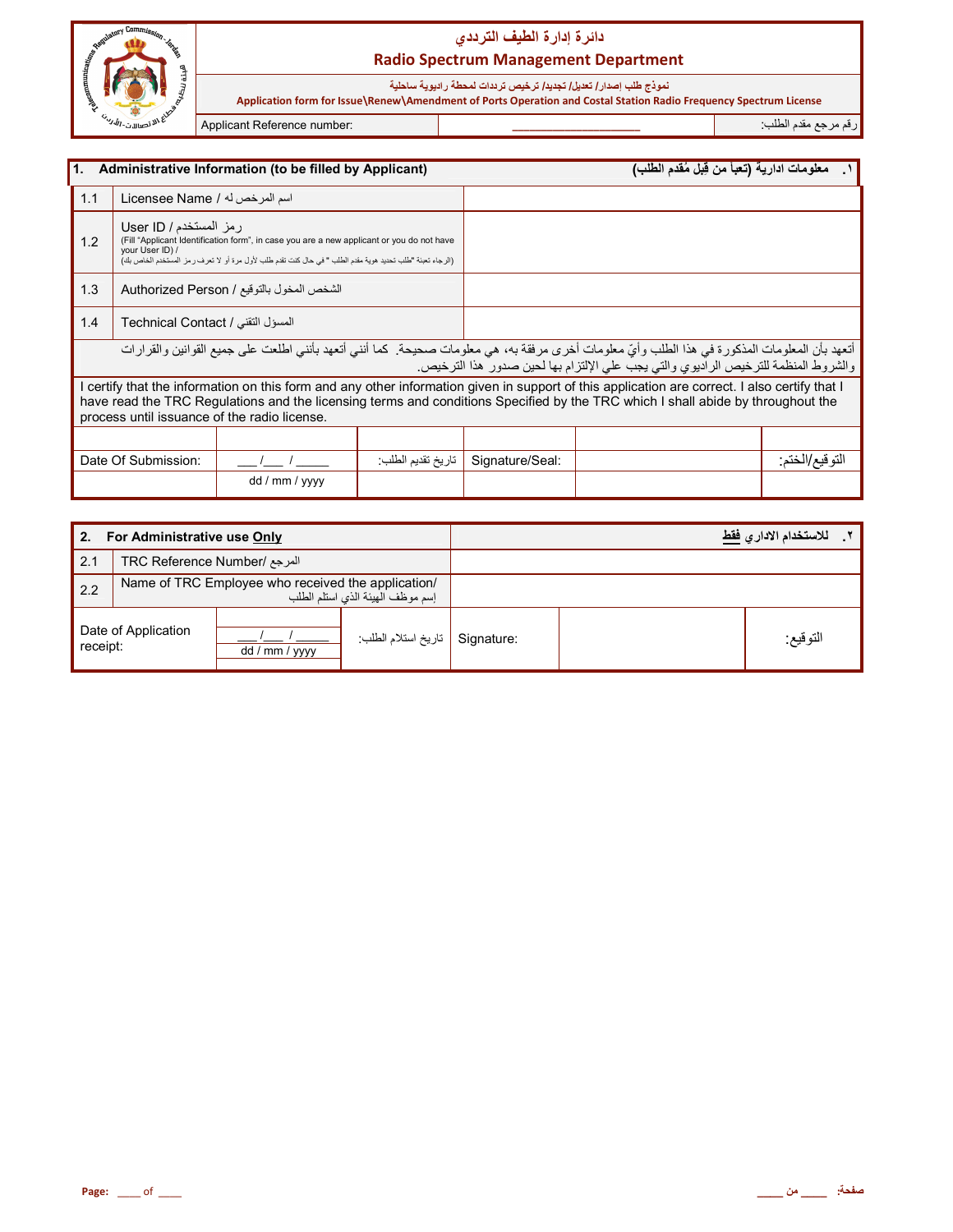# دائرة إدارة الطيف الترددي

## Radio Spectrum Management Department

نموذج طلب إصدار/ تعديل/ تجديد/ ترخيص ترددات لمحطة راديوية ساحلية

**Application form for Issue\Renew\Amendment of Ports Operation and Costal Station Radio Frequency Spectrum License**

| Applicant Reference number: | ____________________ | رقم مرجع مقدم الطلب: |
|---|---|---|

| **1. Administrative Information (to be filled by Applicant)** | | **١. معلومات ادارية (تعبأ من قِبل مُقدم الطلب)** |
|---|---|---|
| 1.1 | Licensee Name / اسم المرخص له | |
| 1.2 | User ID / رمز المستخدم (Fill "Applicant Identification form", in case you are a new applicant or you do not have your User ID) / (الرجاء تعبئة "طلب تحديد هوية مقدم الطلب " في حال كنت تقدم طلب لأول مرة أو لا تعرف رمز المستخدم الخاص بك) | |
| 1.3 | Authorized Person / الشخص المخول بالتوقيع | |
| 1.4 | Technical Contact / المسؤل التقني | |

أتعهد بأن المعلومات المذكورة في هذا الطلب وأيّ معلومات أخرى مرفقة به، هي معلومات صحيحة. كما أنني أتعهد بأنني اطلعت على جميع القوانين والقرارات والشروط المنظمة للترخيص الراديوي والتي يجب علي الإلتزام بها لحين صدور هذا الترخيص.

I certify that the information on this form and any other information given in support of this application are correct. I also certify that I have read the TRC Regulations and the licensing terms and conditions Specified by the TRC which I shall abide by throughout the process until issuance of the radio license.

| Date Of Submission: | ___ /___ / _____ dd / mm / yyyy | تاريخ تقديم الطلب: | Signature/Seal: | | التوقيع/الختم: |
|---|---|---|---|---|---|

| **2. For Administrative use Only** | | **٢. للاستخدام الاداري فقط** |
|---|---|---|
| 2.1 | TRC Reference Number/ المرجع | |
| 2.2 | Name of TRC Employee who received the application/ إسم موظف الهيئة الذي استلم الطلب | |

| Date of Application receipt: | ___ /___ / _____ dd / mm / yyyy | تاريخ استلام الطلب: | Signature: | | التوقيع: |
|---|---|---|---|---|---|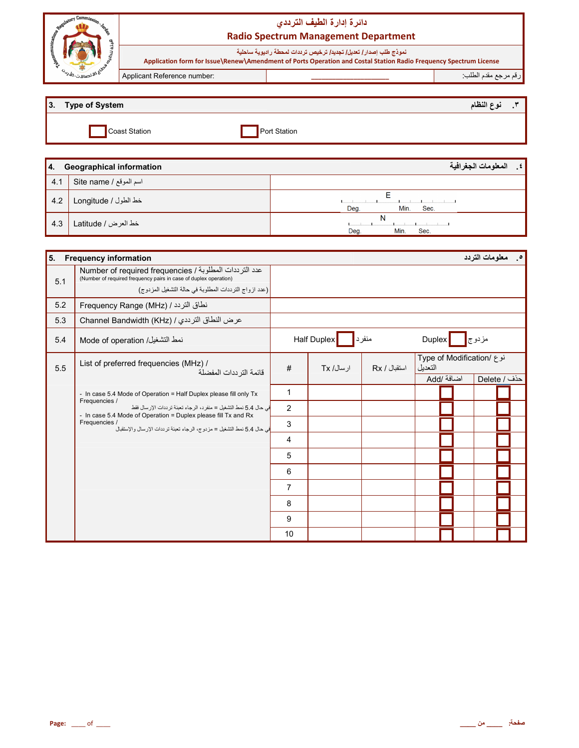# دائرة إدارة الطيف الترددي
## Radio Spectrum Management Department

نموذج طلب إصدار/ تعديل/ تجديد/ ترخيص ترددات لمحطة راديوية ساحلية

**Application form for Issue\Renew\Amendment of Ports Operation and Costal Station Radio Frequency Spectrum License**

| Applicant Reference number: | ____________________ | رقم مرجع مقدم الطلب: |
|---|---|---|

| 3. Type of System | | ٣. نوع النظام |
|---|---|---|
| ☐ Coast Station | ☐ Port Station | |

| 4. Geographical information | | ٤. المعلومات الجغرافية |
|---|---|---|
| 4.1 | Site name / اسم الموقع | |
| 4.2 | Longitude / خط الطول | E ___ Deg. ___ Min. ___ Sec. |
| 4.3 | Latitude / خط العرض | N ___ Deg. ___ Min. ___ Sec. |

**5. Frequency information** — **٥. معلومات التردد**

| | | | | | | |
|---|---|---|---|---|---|---|
| 5.1 | Number of required frequencies / عدد الترددات المطلوبة (Number of required frequency pairs in case of duplex operation) (عدد ازواج الترددات المطلوبة في حالة التشغيل المزدوج) | | | | | |
| 5.2 | Frequency Range (MHz) / نطاق التردد | | | | | |
| 5.3 | Channel Bandwidth (KHz) / عرض النطاق الترددي | | | | | |
| 5.4 | Mode of operation /نمط التشغيل | Half Duplex ☐ منفرد | | Duplex ☐ مزدوج | | |
| 5.5 | List of preferred frequencies (MHz) / قائمة الترددات المفضلة | # | Tx /ارسال | Rx / استقبال | Type of Modification/ نوع التعديل | |
| | | | | | Add/ اضافة | Delete / حذف |
| | - In case 5.4 Mode of Operation = Half Duplex please fill only Tx Frequencies / في حال 5.4 نمط التشغيل = منفرد، الرجاء تعبئة ترددات الإرسال فقط | 1 | | | ☐ | ☐ |
| | - In case 5.4 Mode of Operation = Duplex please fill Tx and Rx Frequencies / في حال 5.4 نمط التشغيل = مزدوج، الرجاء تعبئة ترددات الإرسال والإستقبال | 2 | | | ☐ | ☐ |
| | | 3 | | | ☐ | ☐ |
| | | 4 | | | ☐ | ☐ |
| | | 5 | | | ☐ | ☐ |
| | | 6 | | | ☐ | ☐ |
| | | 7 | | | ☐ | ☐ |
| | | 8 | | | ☐ | ☐ |
| | | 9 | | | ☐ | ☐ |
| | | 10 | | | ☐ | ☐ |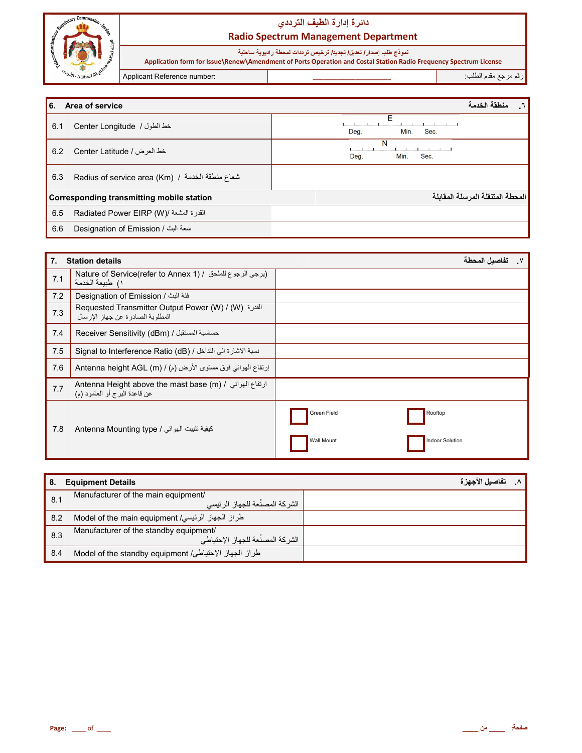| دائرة إدارة الطيف الترددي<br>Radio Spectrum Management Department |
|---|
| نموذج طلب إصدار/ تعديل/ تجديد/ ترخيص ترددات لمحطة راديوية ساحلية<br>Application form for Issue\Renew\Amendment of Ports Operation and Costal Station Radio Frequency Spectrum License |
| Applicant Reference number: ____________________ رقم مرجع مقدم الطلب: |

| 6. | Area of service | ٦. منطقة الخدمة |
|---|---|---|
| 6.1 | Center Longitude / خط الطول | E<br>Deg. Min. Sec. |
| 6.2 | Center Latitude / خط العرض | N<br>Deg. Min. Sec. |
| 6.3 | Radius of service area (Km) / شعاع منطقة الخدمة | |
| | **Corresponding transmitting mobile station** | **المحطة المتنقلة المرسلة المقابلة** |
| 6.5 | Radiated Power EIRP (W)/ القدرة المشعة | |
| 6.6 | Designation of Emission / سعة البث | |

| 7. | Station details | ٧. تفاصيل المحطة |
|---|---|---|
| 7.1 | Nature of Service(refer to Annex 1) / طبيعة الخدمة (يرجى الرجوع للملحق ١) | |
| 7.2 | Designation of Emission / فئة البث | |
| 7.3 | Requested Transmitter Output Power (W) / القدرة المطلوبة الصادرة عن جهاز الإرسال (W) | |
| 7.4 | Receiver Sensitivity (dBm) / حساسية المستقبل | |
| 7.5 | Signal to Interference Ratio (dB) / نسبة الاشارة الى التداخل | |
| 7.6 | Antenna height AGL (m) / إرتفاع الهوائي فوق مستوى الأرض (م) | |
| 7.7 | Antenna Height above the mast base (m) / ارتفاع الهوائي عن قاعدة البرج أو العامود (م) | |
| 7.8 | Antenna Mounting type / كيفية تثبيت الهوائي | ☐ Green Field ☐ Rooftop<br>☐ Wall Mount ☐ Indoor Solution |

| 8. | Equipment Details | ٨. تفاصيل الأجهزة |
|---|---|---|
| 8.1 | Manufacturer of the main equipment/ الشركة المصنّعة للجهاز الرئيسي | |
| 8.2 | Model of the main equipment /طراز الجهاز الرئيسي | |
| 8.3 | Manufacturer of the standby equipment/ الشركة المصنّعة للجهاز الإحتياطي | |
| 8.4 | Model of the standby equipment /طراز الجهاز الإحتياطي | |

Page: ____ of ____ صفحة: ____ من ____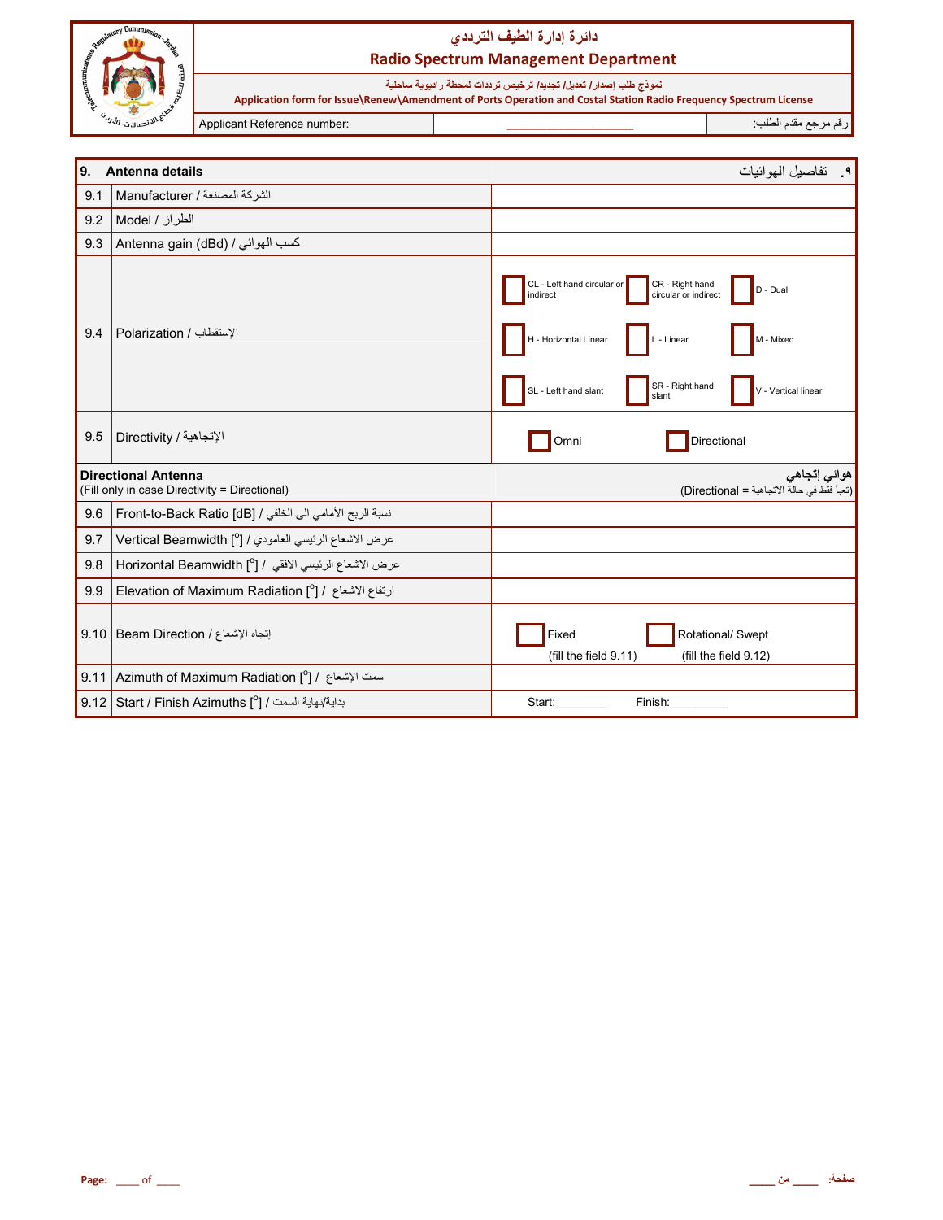# دائرة إدارة الطيف الترددي
## Radio Spectrum Management Department

نموذج طلب إصدار/ تعديل/ تجديد/ ترخيص ترددات لمحطة راديوية ساحلية

**Application form for Issue\Renew\Amendment of Ports Operation and Costal Station Radio Frequency Spectrum License**

| Applicant Reference number: | ____________________ | رقم مرجع مقدم الطلب: |
|---|---|---|

| | **9. Antenna details** | ٩. تفاصيل الهوائيات |
|---|---|---|
| 9.1 | Manufacturer / الشركة المصنعة | |
| 9.2 | Model / الطراز | |
| 9.3 | Antenna gain (dBd) / كسب الهوائي | |
| 9.4 | Polarization / الإستقطاب | ☐ CL - Left hand circular or indirect ☐ CR - Right hand circular or indirect ☐ D - Dual ☐ H - Horizontal Linear ☐ L - Linear ☐ M - Mixed ☐ SL - Left hand slant ☐ SR - Right hand slant ☐ V - Vertical linear |
| 9.5 | Directivity / الإتجاهية | ☐ Omni ☐ Directional |
| | **Directional Antenna** (Fill only in case Directivity = Directional) | **هوائي إتجاهي** (تعبأ فقط في حالة الاتجاهية = Directional) |
| 9.6 | Front-to-Back Ratio [dB] / نسبة الربح الأمامي الى الخلفي | |
| 9.7 | Vertical Beamwidth [°] / عرض الاشعاع الرئيسي العامودي | |
| 9.8 | Horizontal Beamwidth [°] / عرض الاشعاع الرئيسي الافقي | |
| 9.9 | Elevation of Maximum Radiation [°] / ارتفاع الاشعاع | |
| 9.10 | Beam Direction / إتجاه الإشعاع | ☐ Fixed (fill the field 9.11) ☐ Rotational/ Swept (fill the field 9.12) |
| 9.11 | Azimuth of Maximum Radiation [°] / سمت الإشعاع | |
| 9.12 | Start / Finish Azimuths [°] / بداية/نهاية السمت | Start:________ Finish:_________ |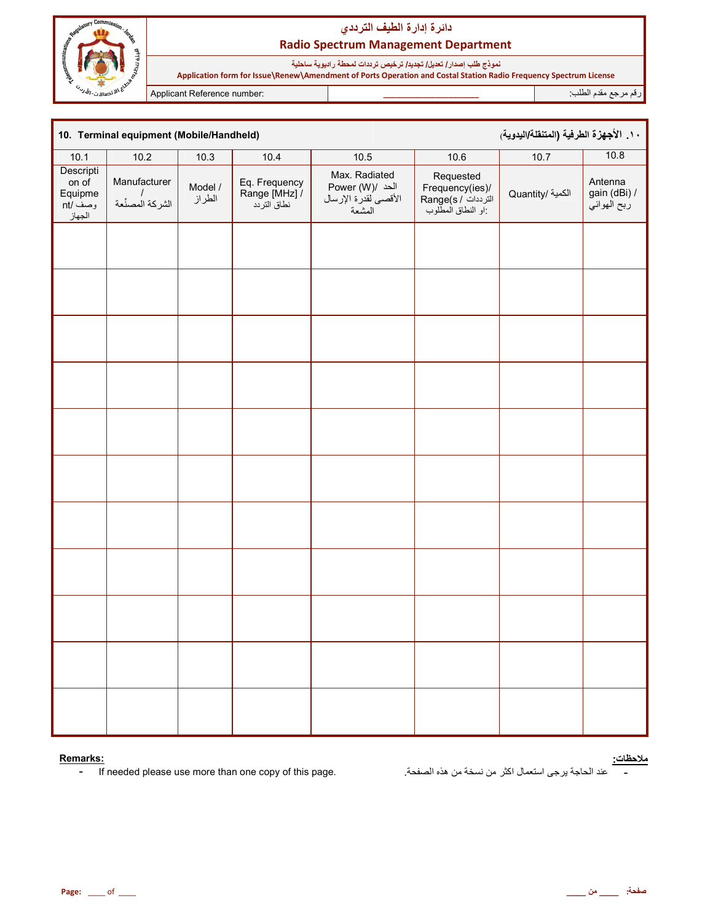# دائرة إدارة الطيف الترددي
## Radio Spectrum Management Department

نموذج طلب إصدار/ تعديل/ تجديد/ ترخيص ترددات لمحطة راديوية ساحلية

**Application form for Issue\Renew\Amendment of Ports Operation and Costal Station Radio Frequency Spectrum License**

| Applicant Reference number: | ____________________ | رقم مرجع مقدم الطلب: |
|---|---|---|

**10. Terminal equipment (Mobile/Handheld)** **١٠. الأجهزة الطرفية (المتنقلة/اليدوية)**

| 10.1 | 10.2 | 10.3 | 10.4 | 10.5 | 10.6 | 10.7 | 10.8 |
|---|---|---|---|---|---|---|---|
| Description of Equipment/ وصف الجهاز | Manufacturer / الشركة المصنّعة | Model / الطراز | Eq. Frequency Range [MHz] / نطاق التردد | Max. Radiated Power (W)/ الحد الأقصى لقدرة الإرسال المشعة | Requested Frequency(ies)/ Range(s / الترددات او النطاق المطلوب: | Quantity/ الكمية | Antenna gain (dBi) / ربح الهوائي |
| | | | | | | | |
| | | | | | | | |
| | | | | | | | |
| | | | | | | | |
| | | | | | | | |
| | | | | | | | |
| | | | | | | | |
| | | | | | | | |
| | | | | | | | |
| | | | | | | | |
| | | | | | | | |

**Remarks:** **ملاحظات:**

- If needed please use more than one copy of this page.
- عند الحاجة يرجى استعمال اكثر من نسخة من هذه الصفحة.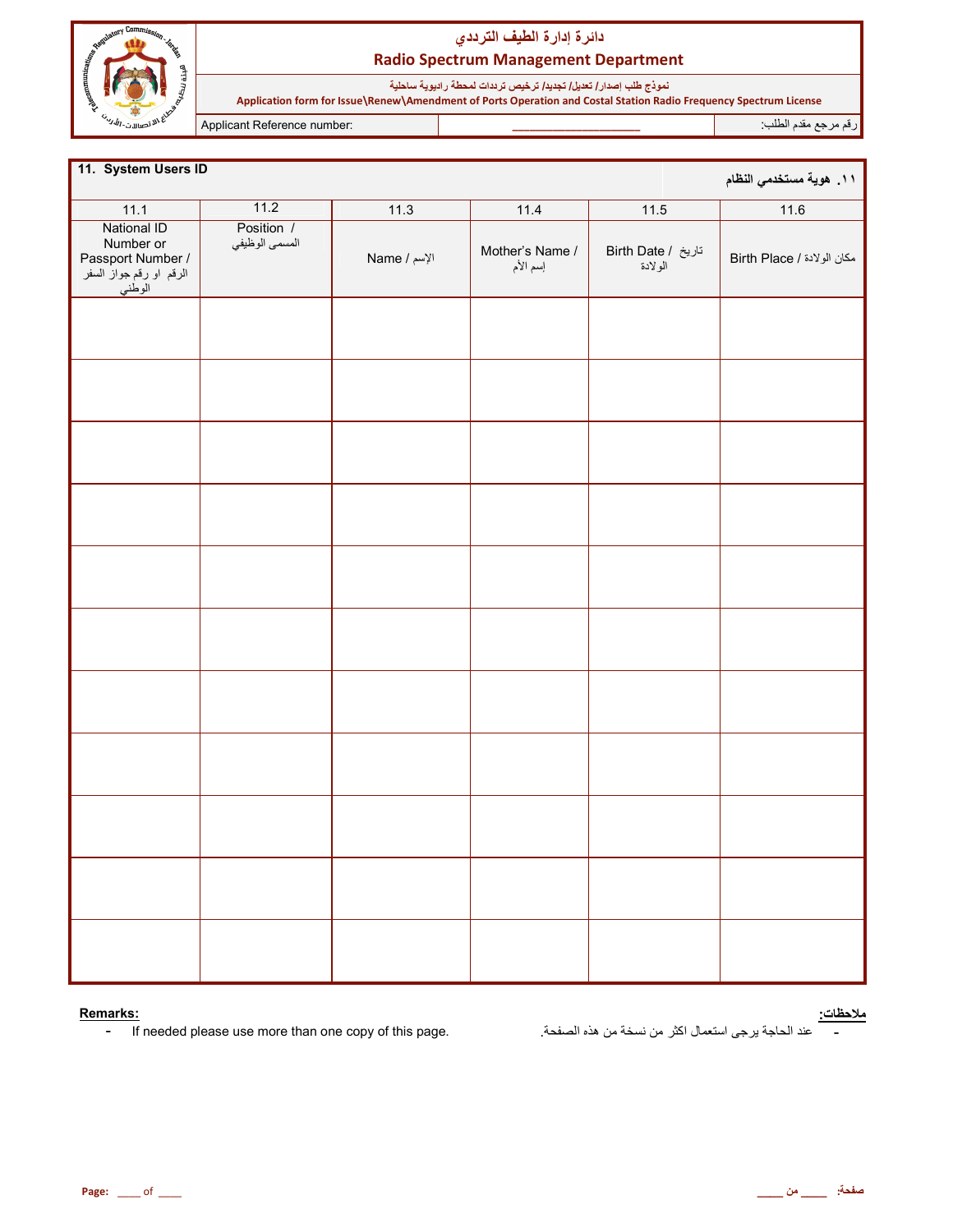# دائرة إدارة الطيف الترددي
# Radio Spectrum Management Department

نموذج طلب إصدار/ تعديل/ تجديد/ ترخيص ترددات لمحطة راديوية ساحلية

**Application form for Issue\Renew\Amendment of Ports Operation and Costal Station Radio Frequency Spectrum License**

| Applicant Reference number: | ____________________ | رقم مرجع مقدم الطلب: |
|---|---|---|

## 11. System Users ID — ١١. هوية مستخدمي النظام

| 11.1 | 11.2 | 11.3 | 11.4 | 11.5 | 11.6 |
|---|---|---|---|---|---|
| National ID Number or Passport Number / الرقم او رقم جواز السفر الوطني | Position / المسمى الوظيفي | Name / الإسم | Mother's Name / إسم الأم | Birth Date / تاريخ الولادة | Birth Place / مكان الولادة |
| | | | | | |
| | | | | | |
| | | | | | |
| | | | | | |
| | | | | | |
| | | | | | |
| | | | | | |
| | | | | | |
| | | | | | |
| | | | | | |
| | | | | | |

**Remarks:**

- If needed please use more than one copy of this page.

**ملاحظات:**

- عند الحاجة يرجى استعمال اكثر من نسخة من هذه الصفحة.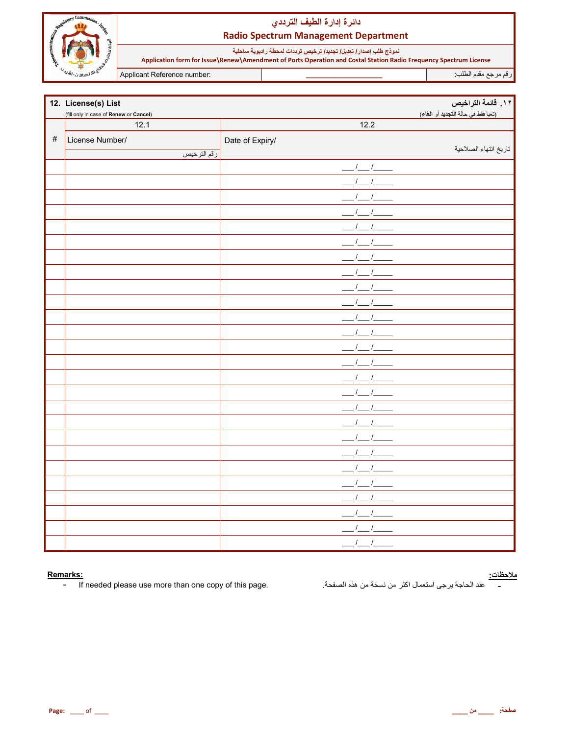دائرة إدارة الطيف الترددي

**Radio Spectrum Management Department**

نموذج طلب إصدار/ تعديل/ تجديد/ ترخيص ترددات لمحطة راديوية ساحلية

**Application form for Issue\Renew\Amendment of Ports Operation and Costal Station Radio Frequency Spectrum License**

| Applicant Reference number: | ____________________ | رقم مرجع مقدم الطلب: |
|---|---|---|

## 12. License(s) List — ١٢. قائمة التراخيص

(fill only in case of **Renew** or **Cancel**) — (تعبأ فقط في حالة **التجديد** أو **الغاء**)

| # | 12.1 | 12.2 |
|---|---|---|
| | License Number/ رقم الترخيص | Date of Expiry/ تاريخ انتهاء الصلاحية |
| | | ___/___/_____ |
| | | ___/___/_____ |
| | | ___/___/_____ |
| | | ___/___/_____ |
| | | ___/___/_____ |
| | | ___/___/_____ |
| | | ___/___/_____ |
| | | ___/___/_____ |
| | | ___/___/_____ |
| | | ___/___/_____ |
| | | ___/___/_____ |
| | | ___/___/_____ |
| | | ___/___/_____ |
| | | ___/___/_____ |
| | | ___/___/_____ |
| | | ___/___/_____ |
| | | ___/___/_____ |
| | | ___/___/_____ |
| | | ___/___/_____ |
| | | ___/___/_____ |
| | | ___/___/_____ |
| | | ___/___/_____ |
| | | ___/___/_____ |
| | | ___/___/_____ |
| | | ___/___/_____ |
| | | ___/___/_____ |

**Remarks:**

- If needed please use more than one copy of this page.

**ملاحظات:**

- عند الحاجة يرجى استعمال اكثر من نسخة من هذه الصفحة.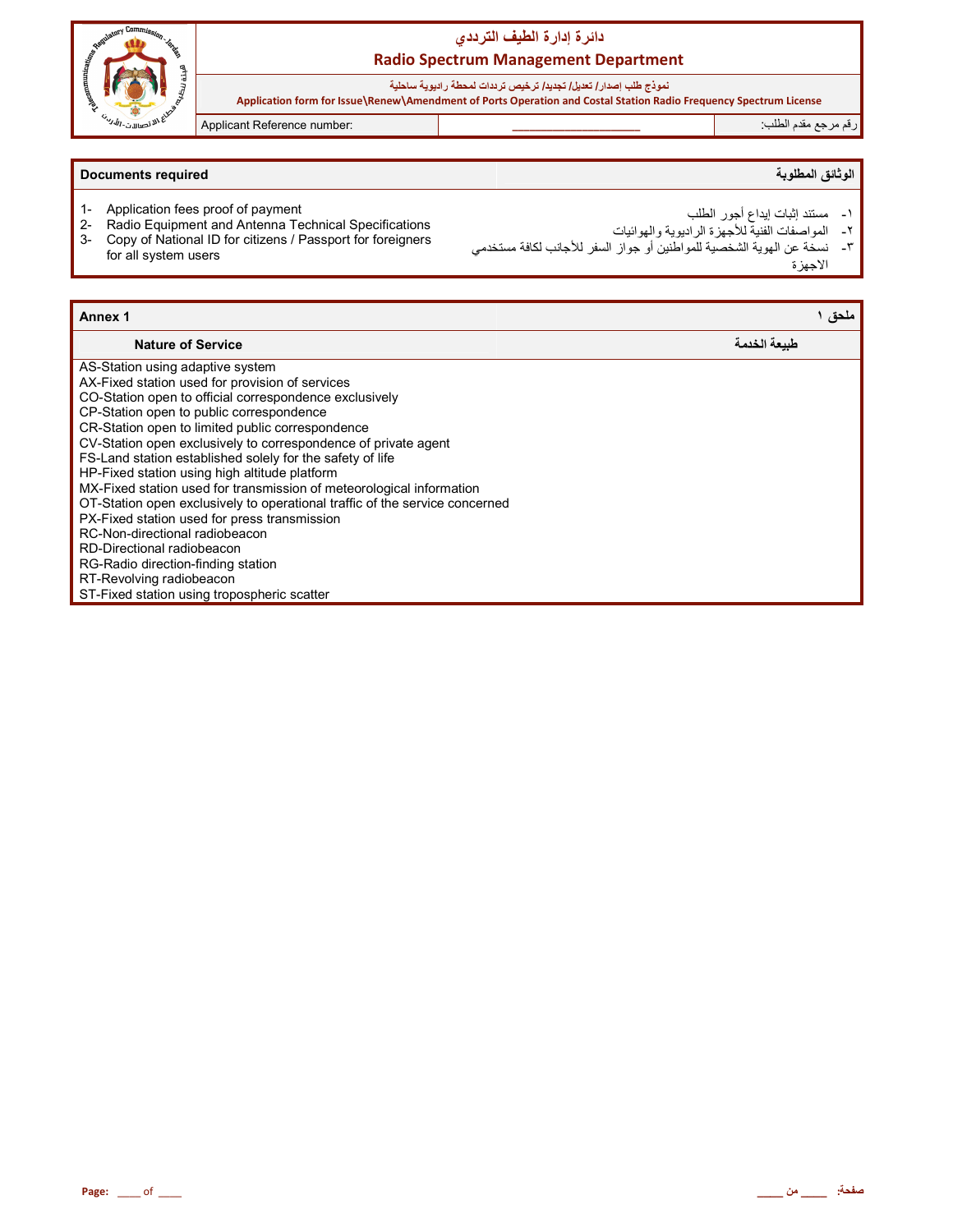# دائرة إدارة الطيف الترددي
## Radio Spectrum Management Department

نموذج طلب إصدار/ تعديل/ تجديد/ ترخيص ترددات لمحطة راديوية ساحلية

Application form for Issue\Renew\Amendment of Ports Operation and Costal Station Radio Frequency Spectrum License

| Applicant Reference number: | ____________________ | رقم مرجع مقدم الطلب: |
|---|---|---|

| Documents required | الوثائق المطلوبة |
|---|---|
| 1- Application fees proof of payment | ١- مستند إثبات إيداع أجور الطلب |
| 2- Radio Equipment and Antenna Technical Specifications | ٢- المواصفات الفنية للأجهزة الراديوية والهوائيات |
| 3- Copy of National ID for citizens / Passport for foreigners for all system users | ٣- نسخة عن الهوية الشخصية للمواطنين أو جواز السفر للأجانب لكافة مستخدمي الاجهزة |

| Annex 1 | ملحق ١ |
|---|---|
| **Nature of Service** | **طبيعة الخدمة** |

AS-Station using adaptive system
AX-Fixed station used for provision of services
CO-Station open to official correspondence exclusively
CP-Station open to public correspondence
CR-Station open to limited public correspondence
CV-Station open exclusively to correspondence of private agent
FS-Land station established solely for the safety of life
HP-Fixed station using high altitude platform
MX-Fixed station used for transmission of meteorological information
OT-Station open exclusively to operational traffic of the service concerned
PX-Fixed station used for press transmission
RC-Non-directional radiobeacon
RD-Directional radiobeacon
RG-Radio direction-finding station
RT-Revolving radiobeacon
ST-Fixed station using tropospheric scatter